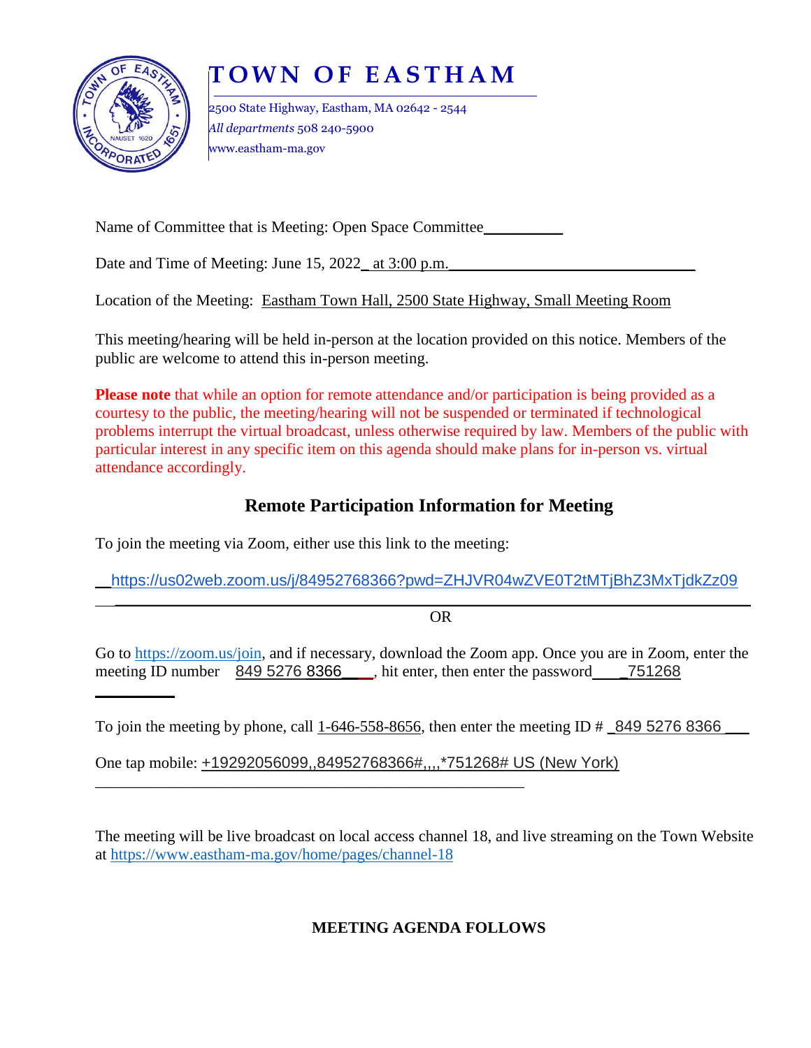# TOWN OF EASTHAM

2500 State Highway, Eastham, MA 02642 - 2544
*All departments* 508 240-5900
www.eastham-ma.gov

Name of Committee that is Meeting: Open Space Committee

Date and Time of Meeting: June 15, 2022 at 3:00 p.m.

Location of the Meeting: Eastham Town Hall, 2500 State Highway, Small Meeting Room

This meeting/hearing will be held in-person at the location provided on this notice. Members of the public are welcome to attend this in-person meeting.

**Please note** that while an option for remote attendance and/or participation is being provided as a courtesy to the public, the meeting/hearing will not be suspended or terminated if technological problems interrupt the virtual broadcast, unless otherwise required by law. Members of the public with particular interest in any specific item on this agenda should make plans for in-person vs. virtual attendance accordingly.

## Remote Participation Information for Meeting

To join the meeting via Zoom, either use this link to the meeting:

https://us02web.zoom.us/j/84952768366?pwd=ZHJVR04wZVE0T2tMTjBhZ3MxTjdkZz09

OR

Go to https://zoom.us/join, and if necessary, download the Zoom app. Once you are in Zoom, enter the meeting ID number 849 5276 8366, hit enter, then enter the password 751268

To join the meeting by phone, call 1-646-558-8656, then enter the meeting ID # 849 5276 8366

One tap mobile: +19292056099,,84952768366#,,,,*751268# US (New York)

The meeting will be live broadcast on local access channel 18, and live streaming on the Town Website at https://www.eastham-ma.gov/home/pages/channel-18

**MEETING AGENDA FOLLOWS**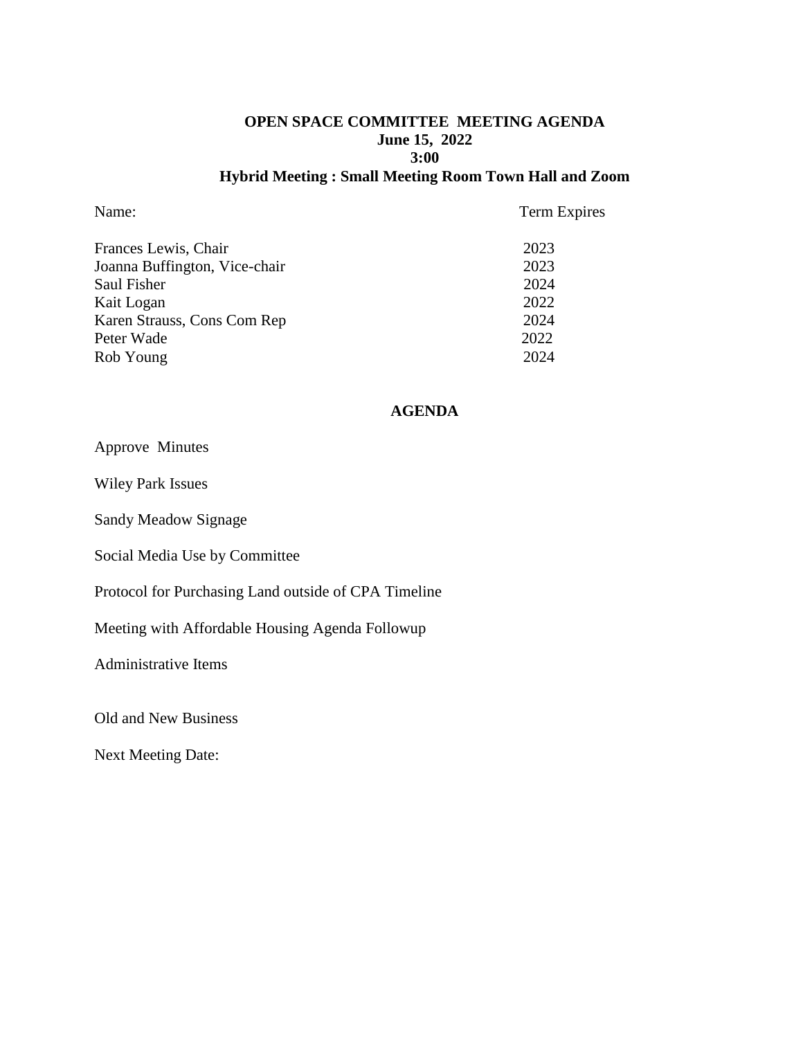**OPEN SPACE COMMITTEE MEETING AGENDA**
**June 15, 2022**
**3:00**
**Hybrid Meeting : Small Meeting Room Town Hall and Zoom**

| Name: | Term Expires |
| --- | --- |
| Frances Lewis, Chair | 2023 |
| Joanna Buffington, Vice-chair | 2023 |
| Saul Fisher | 2024 |
| Kait Logan | 2022 |
| Karen Strauss, Cons Com Rep | 2024 |
| Peter Wade | 2022 |
| Rob Young | 2024 |

## AGENDA

Approve Minutes

Wiley Park Issues

Sandy Meadow Signage

Social Media Use by Committee

Protocol for Purchasing Land outside of CPA Timeline

Meeting with Affordable Housing Agenda Followup

Administrative Items

Old and New Business

Next Meeting Date: